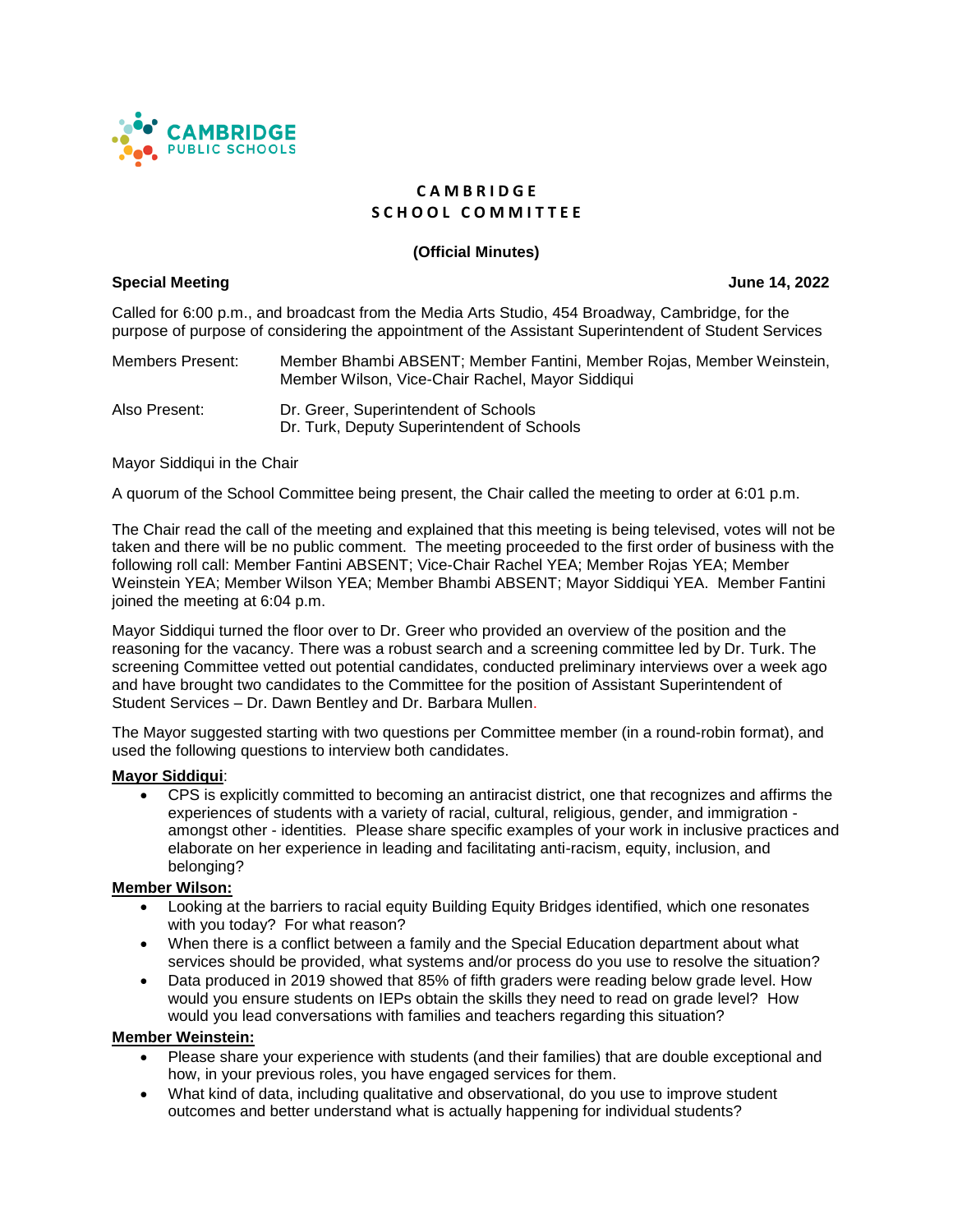CAMBRIDGE PUBLIC SCHOOLS

# CAMBRIDGE SCHOOL COMMITTEE

**(Official Minutes)**

**Special Meeting** **June 14, 2022**

Called for 6:00 p.m., and broadcast from the Media Arts Studio, 454 Broadway, Cambridge, for the purpose of purpose of considering the appointment of the Assistant Superintendent of Student Services

| | |
|---|---|
| Members Present: | Member Bhambi ABSENT; Member Fantini, Member Rojas, Member Weinstein, Member Wilson, Vice-Chair Rachel, Mayor Siddiqui |
| Also Present: | Dr. Greer, Superintendent of Schools<br>Dr. Turk, Deputy Superintendent of Schools |

Mayor Siddiqui in the Chair

A quorum of the School Committee being present, the Chair called the meeting to order at 6:01 p.m.

The Chair read the call of the meeting and explained that this meeting is being televised, votes will not be taken and there will be no public comment. The meeting proceeded to the first order of business with the following roll call: Member Fantini ABSENT; Vice-Chair Rachel YEA; Member Rojas YEA; Member Weinstein YEA; Member Wilson YEA; Member Bhambi ABSENT; Mayor Siddiqui YEA. Member Fantini joined the meeting at 6:04 p.m.

Mayor Siddiqui turned the floor over to Dr. Greer who provided an overview of the position and the reasoning for the vacancy. There was a robust search and a screening committee led by Dr. Turk. The screening Committee vetted out potential candidates, conducted preliminary interviews over a week ago and have brought two candidates to the Committee for the position of Assistant Superintendent of Student Services – Dr. Dawn Bentley and Dr. Barbara Mullen.

The Mayor suggested starting with two questions per Committee member (in a round-robin format), and used the following questions to interview both candidates.

**Mayor Siddiqui**:

- CPS is explicitly committed to becoming an antiracist district, one that recognizes and affirms the experiences of students with a variety of racial, cultural, religious, gender, and immigration - amongst other - identities. Please share specific examples of your work in inclusive practices and elaborate on her experience in leading and facilitating anti-racism, equity, inclusion, and belonging?

**Member Wilson:**

- Looking at the barriers to racial equity Building Equity Bridges identified, which one resonates with you today? For what reason?
- When there is a conflict between a family and the Special Education department about what services should be provided, what systems and/or process do you use to resolve the situation?
- Data produced in 2019 showed that 85% of fifth graders were reading below grade level. How would you ensure students on IEPs obtain the skills they need to read on grade level? How would you lead conversations with families and teachers regarding this situation?

**Member Weinstein:**

- Please share your experience with students (and their families) that are double exceptional and how, in your previous roles, you have engaged services for them.
- What kind of data, including qualitative and observational, do you use to improve student outcomes and better understand what is actually happening for individual students?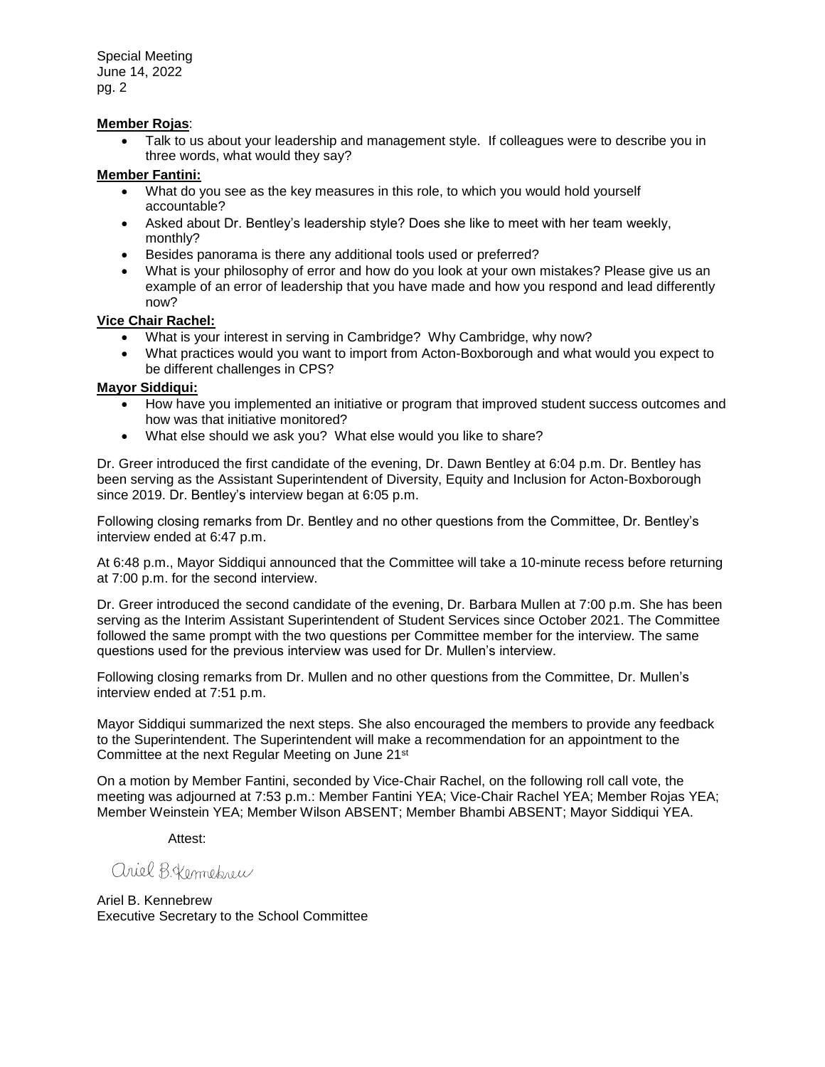**Member Rojas**:

- Talk to us about your leadership and management style. If colleagues were to describe you in three words, what would they say?

**Member Fantini:**

- What do you see as the key measures in this role, to which you would hold yourself accountable?
- Asked about Dr. Bentley's leadership style? Does she like to meet with her team weekly, monthly?
- Besides panorama is there any additional tools used or preferred?
- What is your philosophy of error and how do you look at your own mistakes? Please give us an example of an error of leadership that you have made and how you respond and lead differently now?

**Vice Chair Rachel:**

- What is your interest in serving in Cambridge? Why Cambridge, why now?
- What practices would you want to import from Acton-Boxborough and what would you expect to be different challenges in CPS?

**Mayor Siddiqui:**

- How have you implemented an initiative or program that improved student success outcomes and how was that initiative monitored?
- What else should we ask you? What else would you like to share?

Dr. Greer introduced the first candidate of the evening, Dr. Dawn Bentley at 6:04 p.m. Dr. Bentley has been serving as the Assistant Superintendent of Diversity, Equity and Inclusion for Acton-Boxborough since 2019. Dr. Bentley's interview began at 6:05 p.m.

Following closing remarks from Dr. Bentley and no other questions from the Committee, Dr. Bentley's interview ended at 6:47 p.m.

At 6:48 p.m., Mayor Siddiqui announced that the Committee will take a 10-minute recess before returning at 7:00 p.m. for the second interview.

Dr. Greer introduced the second candidate of the evening, Dr. Barbara Mullen at 7:00 p.m. She has been serving as the Interim Assistant Superintendent of Student Services since October 2021. The Committee followed the same prompt with the two questions per Committee member for the interview. The same questions used for the previous interview was used for Dr. Mullen's interview.

Following closing remarks from Dr. Mullen and no other questions from the Committee, Dr. Mullen's interview ended at 7:51 p.m.

Mayor Siddiqui summarized the next steps. She also encouraged the members to provide any feedback to the Superintendent. The Superintendent will make a recommendation for an appointment to the Committee at the next Regular Meeting on June 21st

On a motion by Member Fantini, seconded by Vice-Chair Rachel, on the following roll call vote, the meeting was adjourned at 7:53 p.m.: Member Fantini YEA; Vice-Chair Rachel YEA; Member Rojas YEA; Member Weinstein YEA; Member Wilson ABSENT; Member Bhambi ABSENT; Mayor Siddiqui YEA.

Attest:

Ariel B. Kennebrew

Ariel B. Kennebrew
Executive Secretary to the School Committee